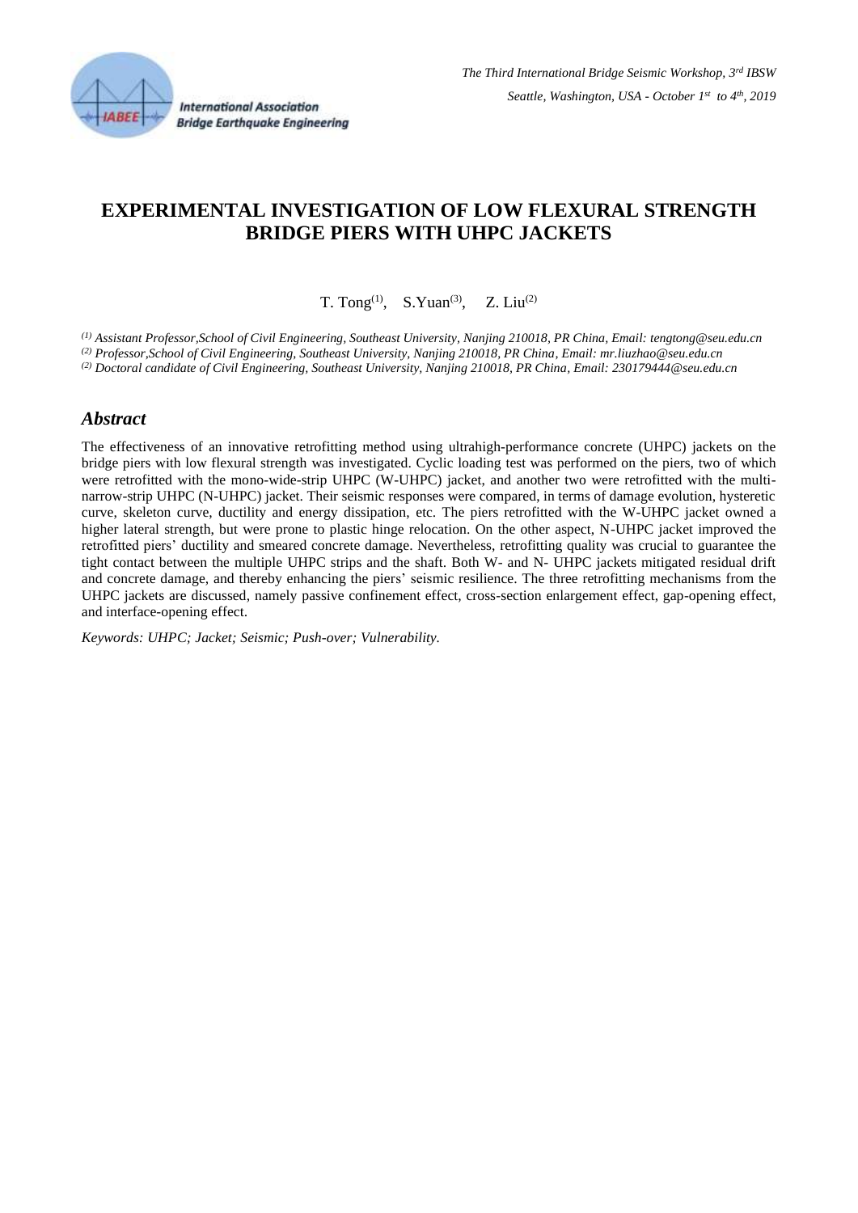# EXPERIMENTAL INVESTIGATION OF LOW FLEXURAL STRENGTH BRIDGE PIERS WITH UHPC JACKETS

T. Tong[(1)], S.Yuan[(3)], Z. Liu[(2)]

[(1)] *Assistant Professor,School of Civil Engineering, Southeast University, Nanjing 210018, PR China, Email: tengtong@seu.edu.cn*
[(2)] *Professor,School of Civil Engineering, Southeast University, Nanjing 210018, PR China, Email: mr.liuzhao@seu.edu.cn*
[(2)] *Doctoral candidate of Civil Engineering, Southeast University, Nanjing 210018, PR China, Email: 230179444@seu.edu.cn*

## *Abstract*

The effectiveness of an innovative retrofitting method using ultrahigh-performance concrete (UHPC) jackets on the bridge piers with low flexural strength was investigated. Cyclic loading test was performed on the piers, two of which were retrofitted with the mono-wide-strip UHPC (W-UHPC) jacket, and another two were retrofitted with the multi-narrow-strip UHPC (N-UHPC) jacket. Their seismic responses were compared, in terms of damage evolution, hysteretic curve, skeleton curve, ductility and energy dissipation, etc. The piers retrofitted with the W-UHPC jacket owned a higher lateral strength, but were prone to plastic hinge relocation. On the other aspect, N-UHPC jacket improved the retrofitted piers' ductility and smeared concrete damage. Nevertheless, retrofitting quality was crucial to guarantee the tight contact between the multiple UHPC strips and the shaft. Both W- and N- UHPC jackets mitigated residual drift and concrete damage, and thereby enhancing the piers' seismic resilience. The three retrofitting mechanisms from the UHPC jackets are discussed, namely passive confinement effect, cross-section enlargement effect, gap-opening effect, and interface-opening effect.

*Keywords: UHPC; Jacket; Seismic; Push-over; Vulnerability.*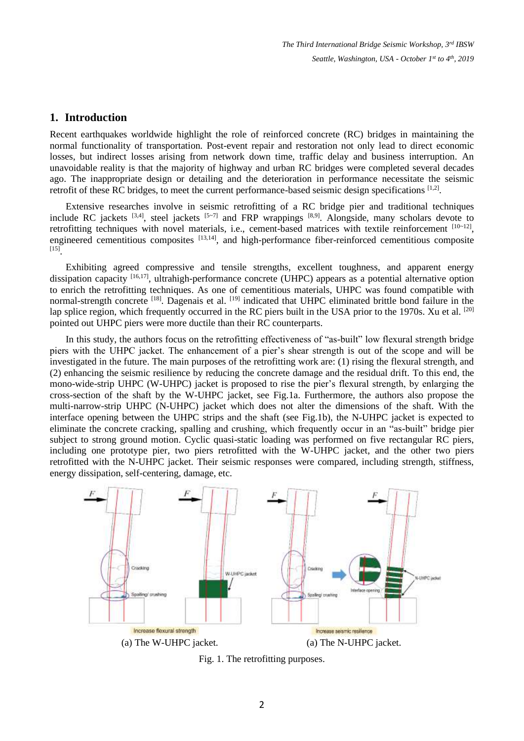## 1. Introduction

Recent earthquakes worldwide highlight the role of reinforced concrete (RC) bridges in maintaining the normal functionality of transportation. Post-event repair and restoration not only lead to direct economic losses, but indirect losses arising from network down time, traffic delay and business interruption. An unavoidable reality is that the majority of highway and urban RC bridges were completed several decades ago. The inappropriate design or detailing and the deterioration in performance necessitate the seismic retrofit of these RC bridges, to meet the current performance-based seismic design specifications [1,2].

Extensive researches involve in seismic retrofitting of a RC bridge pier and traditional techniques include RC jackets [3,4], steel jackets [5~7] and FRP wrappings [8,9]. Alongside, many scholars devote to retrofitting techniques with novel materials, i.e., cement-based matrices with textile reinforcement [10~12], engineered cementitious composites [13,14], and high-performance fiber-reinforced cementitious composite [15].

Exhibiting agreed compressive and tensile strengths, excellent toughness, and apparent energy dissipation capacity [16,17], ultrahigh-performance concrete (UHPC) appears as a potential alternative option to enrich the retrofitting techniques. As one of cementitious materials, UHPC was found compatible with normal-strength concrete [18]. Dagenais et al. [19] indicated that UHPC eliminated brittle bond failure in the lap splice region, which frequently occurred in the RC piers built in the USA prior to the 1970s. Xu et al. [20] pointed out UHPC piers were more ductile than their RC counterparts.

In this study, the authors focus on the retrofitting effectiveness of "as-built" low flexural strength bridge piers with the UHPC jacket. The enhancement of a pier's shear strength is out of the scope and will be investigated in the future. The main purposes of the retrofitting work are: (1) rising the flexural strength, and (2) enhancing the seismic resilience by reducing the concrete damage and the residual drift. To this end, the mono-wide-strip UHPC (W-UHPC) jacket is proposed to rise the pier's flexural strength, by enlarging the cross-section of the shaft by the W-UHPC jacket, see Fig.1a. Furthermore, the authors also propose the multi-narrow-strip UHPC (N-UHPC) jacket which does not alter the dimensions of the shaft. With the interface opening between the UHPC strips and the shaft (see Fig.1b), the N-UHPC jacket is expected to eliminate the concrete cracking, spalling and crushing, which frequently occur in an "as-built" bridge pier subject to strong ground motion. Cyclic quasi-static loading was performed on five rectangular RC piers, including one prototype pier, two piers retrofitted with the W-UHPC jacket, and the other two piers retrofitted with the N-UHPC jacket. Their seismic responses were compared, including strength, stiffness, energy dissipation, self-centering, damage, etc.

(a) The W-UHPC jacket. (a) The N-UHPC jacket.

Fig. 1. The retrofitting purposes.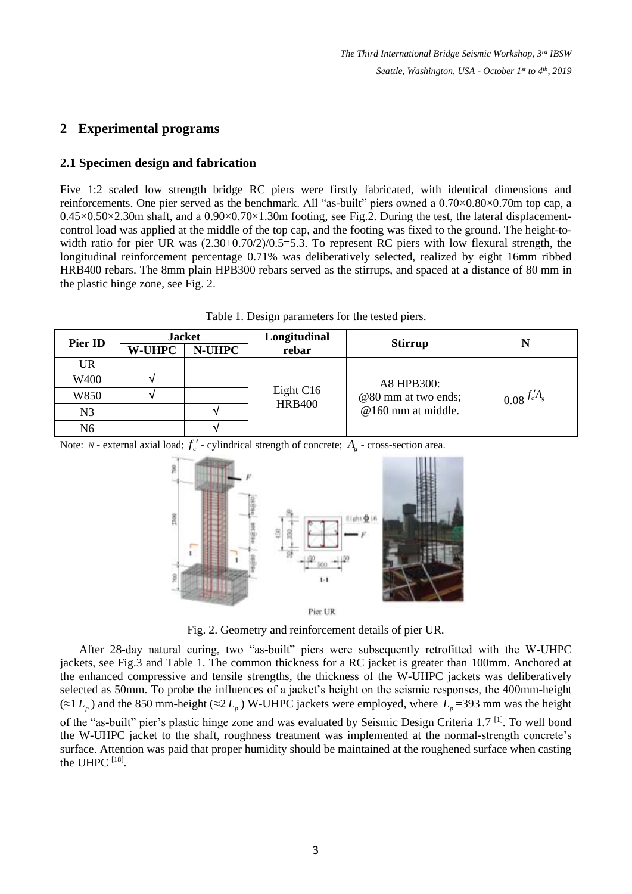## 2 Experimental programs

### 2.1 Specimen design and fabrication

Five 1:2 scaled low strength bridge RC piers were firstly fabricated, with identical dimensions and reinforcements. One pier served as the benchmark. All "as-built" piers owned a 0.70×0.80×0.70m top cap, a 0.45×0.50×2.30m shaft, and a 0.90×0.70×1.30m footing, see Fig.2. During the test, the lateral displacement-control load was applied at the middle of the top cap, and the footing was fixed to the ground. The height-to-width ratio for pier UR was (2.30+0.70/2)/0.5=5.3. To represent RC piers with low flexural strength, the longitudinal reinforcement percentage 0.71% was deliberatively selected, realized by eight 16mm ribbed HRB400 rebars. The 8mm plain HPB300 rebars served as the stirrups, and spaced at a distance of 80 mm in the plastic hinge zone, see Fig. 2.

Table 1. Design parameters for the tested piers.

| Pier ID | Jacket | | Longitudinal rebar | Stirrup | N |
|---|---|---|---|---|---|
| | W-UHPC | N-UHPC | | | |
| UR | | | Eight C16 HRB400 | A8 HPB300: @80 mm at two ends; @160 mm at middle. | $0.08\,f_c'A_g$ |
| W400 | √ | | | | |
| W850 | √ | | | | |
| N3 | | √ | | | |
| N6 | | √ | | | |

Note: $N$ - external axial load; $f_c'$ - cylindrical strength of concrete; $A_g$ - cross-section area.

Fig. 2. Geometry and reinforcement details of pier UR.

After 28-day natural curing, two "as-built" piers were subsequently retrofitted with the W-UHPC jackets, see Fig.3 and Table 1. The common thickness for a RC jacket is greater than 100mm. Anchored at the enhanced compressive and tensile strengths, the thickness of the W-UHPC jackets was deliberatively selected as 50mm. To probe the influences of a jacket's height on the seismic responses, the 400mm-height ($\approx 1\,L_p$) and the 850 mm-height ($\approx 2\,L_p$) W-UHPC jackets were employed, where $L_p$ =393 mm was the height of the "as-built" pier's plastic hinge zone and was evaluated by Seismic Design Criteria 1.7 [1]. To well bond the W-UHPC jacket to the shaft, roughness treatment was implemented at the normal-strength concrete's surface. Attention was paid that proper humidity should be maintained at the roughened surface when casting the UHPC [18].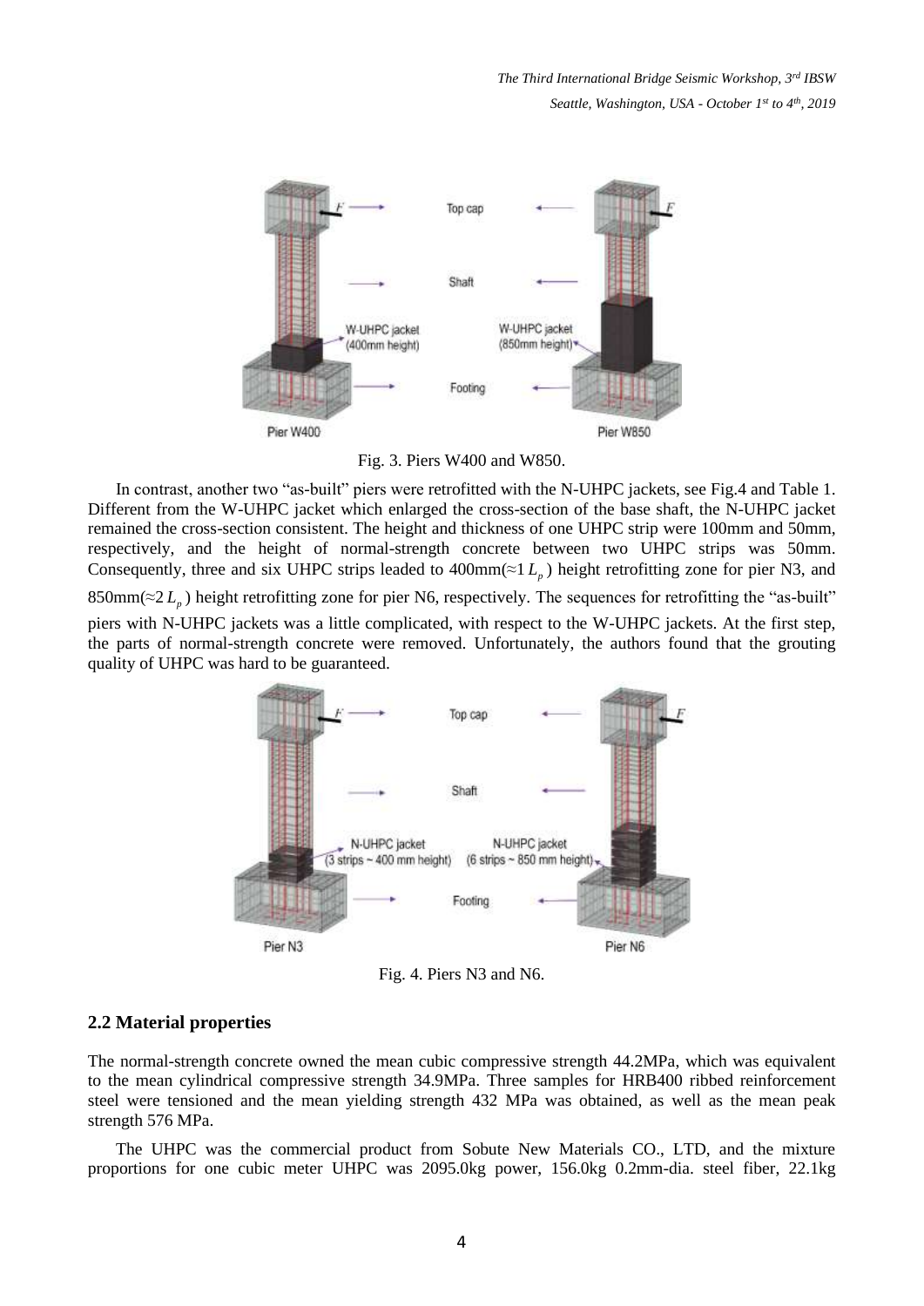Fig. 3. Piers W400 and W850.

In contrast, another two "as-built" piers were retrofitted with the N-UHPC jackets, see Fig.4 and Table 1. Different from the W-UHPC jacket which enlarged the cross-section of the base shaft, the N-UHPC jacket remained the cross-section consistent. The height and thickness of one UHPC strip were 100mm and 50mm, respectively, and the height of normal-strength concrete between two UHPC strips was 50mm. Consequently, three and six UHPC strips leaded to 400mm($\approx 1L_p$) height retrofitting zone for pier N3, and 850mm($\approx 2L_p$) height retrofitting zone for pier N6, respectively. The sequences for retrofitting the "as-built" piers with N-UHPC jackets was a little complicated, with respect to the W-UHPC jackets. At the first step, the parts of normal-strength concrete were removed. Unfortunately, the authors found that the grouting quality of UHPC was hard to be guaranteed.

Fig. 4. Piers N3 and N6.

## 2.2 Material properties

The normal-strength concrete owned the mean cubic compressive strength 44.2MPa, which was equivalent to the mean cylindrical compressive strength 34.9MPa. Three samples for HRB400 ribbed reinforcement steel were tensioned and the mean yielding strength 432 MPa was obtained, as well as the mean peak strength 576 MPa.

The UHPC was the commercial product from Sobute New Materials CO., LTD, and the mixture proportions for one cubic meter UHPC was 2095.0kg power, 156.0kg 0.2mm-dia. steel fiber, 22.1kg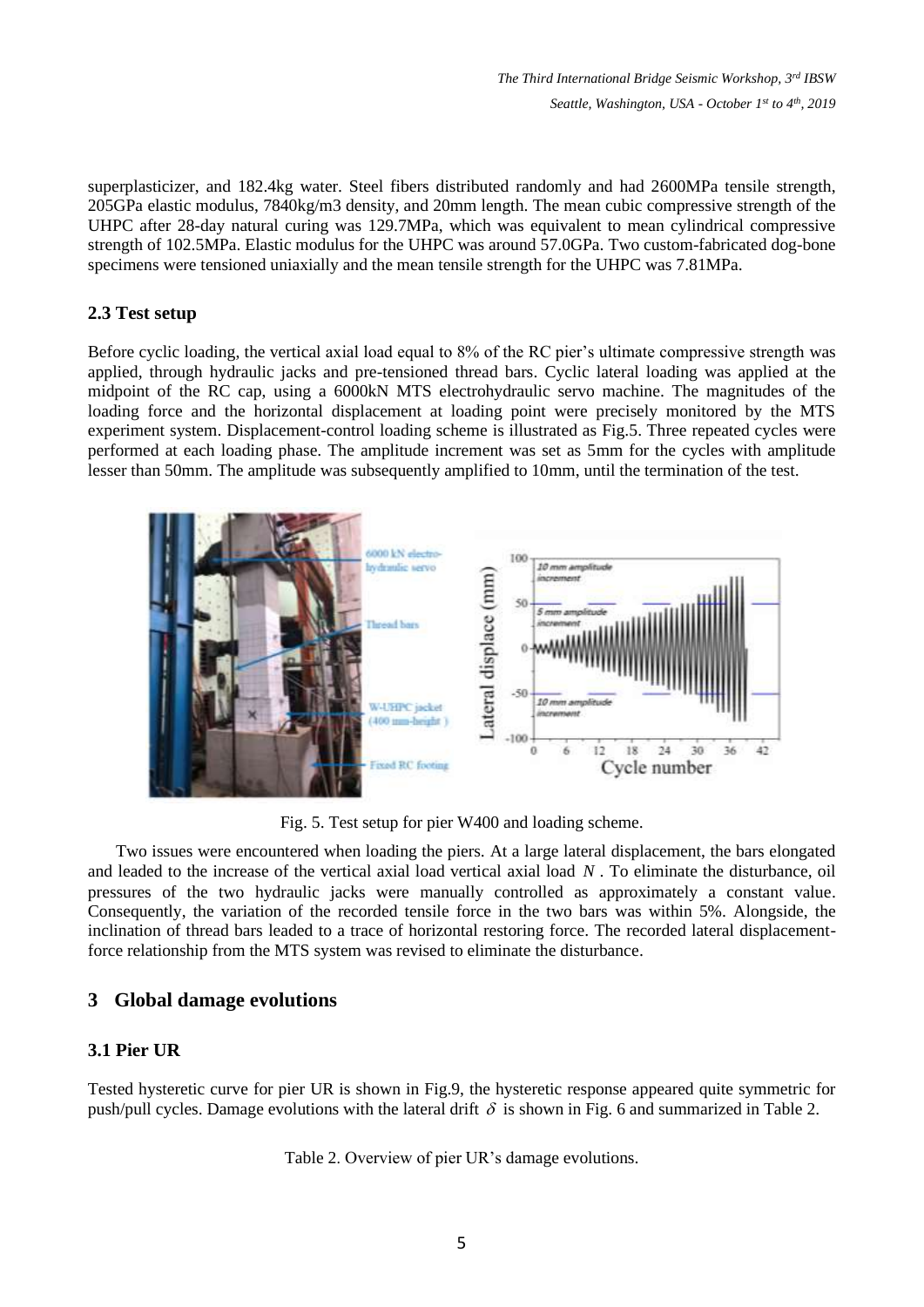superplasticizer, and 182.4kg water. Steel fibers distributed randomly and had 2600MPa tensile strength, 205GPa elastic modulus, 7840kg/m3 density, and 20mm length. The mean cubic compressive strength of the UHPC after 28-day natural curing was 129.7MPa, which was equivalent to mean cylindrical compressive strength of 102.5MPa. Elastic modulus for the UHPC was around 57.0GPa. Two custom-fabricated dog-bone specimens were tensioned uniaxially and the mean tensile strength for the UHPC was 7.81MPa.

### 2.3 Test setup

Before cyclic loading, the vertical axial load equal to 8% of the RC pier's ultimate compressive strength was applied, through hydraulic jacks and pre-tensioned thread bars. Cyclic lateral loading was applied at the midpoint of the RC cap, using a 6000kN MTS electrohydraulic servo machine. The magnitudes of the loading force and the horizontal displacement at loading point were precisely monitored by the MTS experiment system. Displacement-control loading scheme is illustrated as Fig.5. Three repeated cycles were performed at each loading phase. The amplitude increment was set as 5mm for the cycles with amplitude lesser than 50mm. The amplitude was subsequently amplified to 10mm, until the termination of the test.

Fig. 5. Test setup for pier W400 and loading scheme.

Two issues were encountered when loading the piers. At a large lateral displacement, the bars elongated and leaded to the increase of the vertical axial load vertical axial load $N$. To eliminate the disturbance, oil pressures of the two hydraulic jacks were manually controlled as approximately a constant value. Consequently, the variation of the recorded tensile force in the two bars was within 5%. Alongside, the inclination of thread bars leaded to a trace of horizontal restoring force. The recorded lateral displacement-force relationship from the MTS system was revised to eliminate the disturbance.

## 3 Global damage evolutions

### 3.1 Pier UR

Tested hysteretic curve for pier UR is shown in Fig.9, the hysteretic response appeared quite symmetric for push/pull cycles. Damage evolutions with the lateral drift $\delta$ is shown in Fig. 6 and summarized in Table 2.

Table 2. Overview of pier UR's damage evolutions.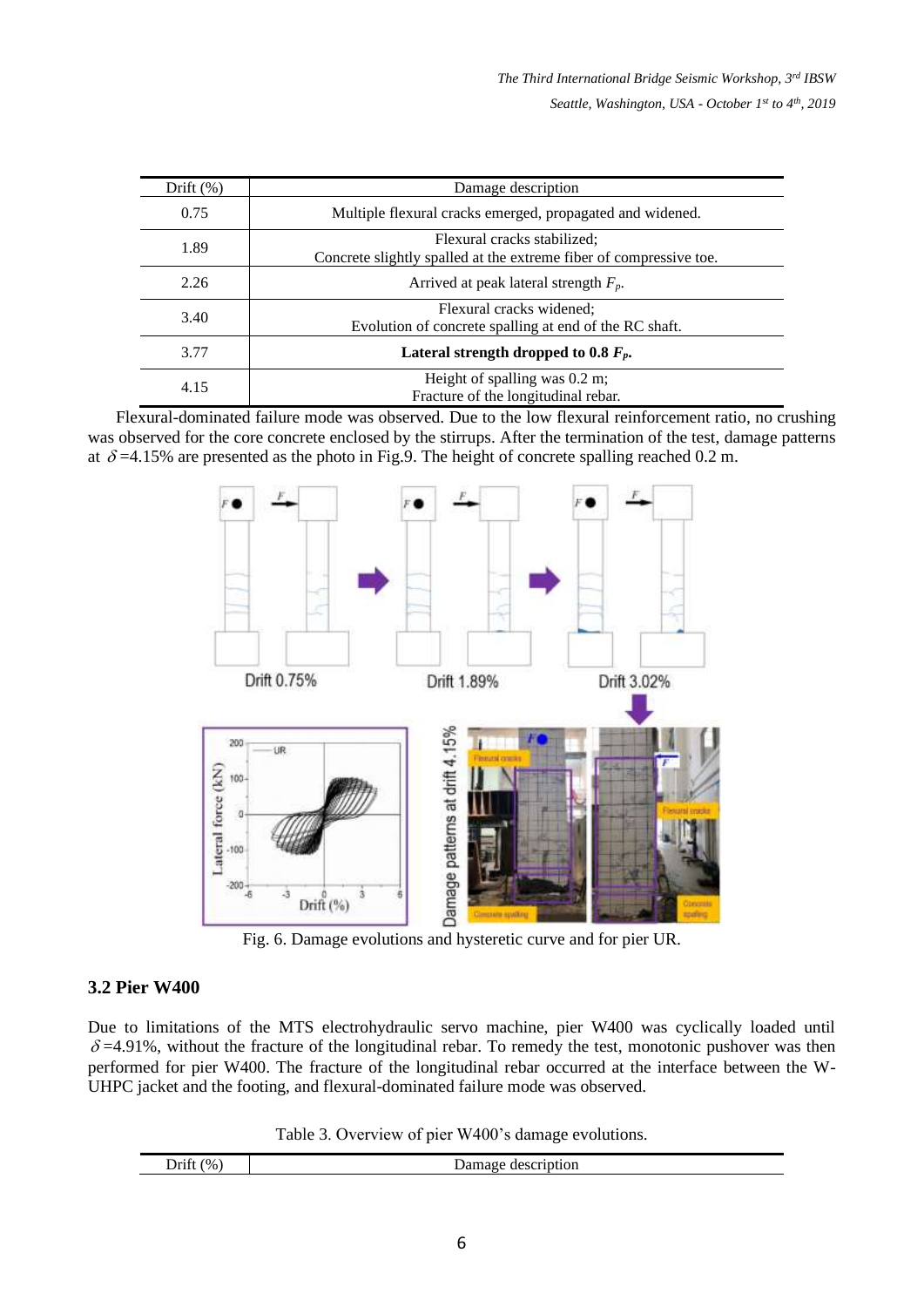| Drift (%) | Damage description |
| --- | --- |
| 0.75 | Multiple flexural cracks emerged, propagated and widened. |
| 1.89 | Flexural cracks stabilized; Concrete slightly spalled at the extreme fiber of compressive toe. |
| 2.26 | Arrived at peak lateral strength $F_p$. |
| 3.40 | Flexural cracks widened; Evolution of concrete spalling at end of the RC shaft. |
| 3.77 | **Lateral strength dropped to 0.8 $F_p$.** |
| 4.15 | Height of spalling was 0.2 m; Fracture of the longitudinal rebar. |

Flexural-dominated failure mode was observed. Due to the low flexural reinforcement ratio, no crushing was observed for the core concrete enclosed by the stirrups. After the termination of the test, damage patterns at $\delta$=4.15% are presented as the photo in Fig.9. The height of concrete spalling reached 0.2 m.

Fig. 6. Damage evolutions and hysteretic curve and for pier UR.

### 3.2 Pier W400

Due to limitations of the MTS electrohydraulic servo machine, pier W400 was cyclically loaded until $\delta$=4.91%, without the fracture of the longitudinal rebar. To remedy the test, monotonic pushover was then performed for pier W400. The fracture of the longitudinal rebar occurred at the interface between the W-UHPC jacket and the footing, and flexural-dominated failure mode was observed.

Table 3. Overview of pier W400's damage evolutions.

| Drift (%) | Damage description |
| --- | --- |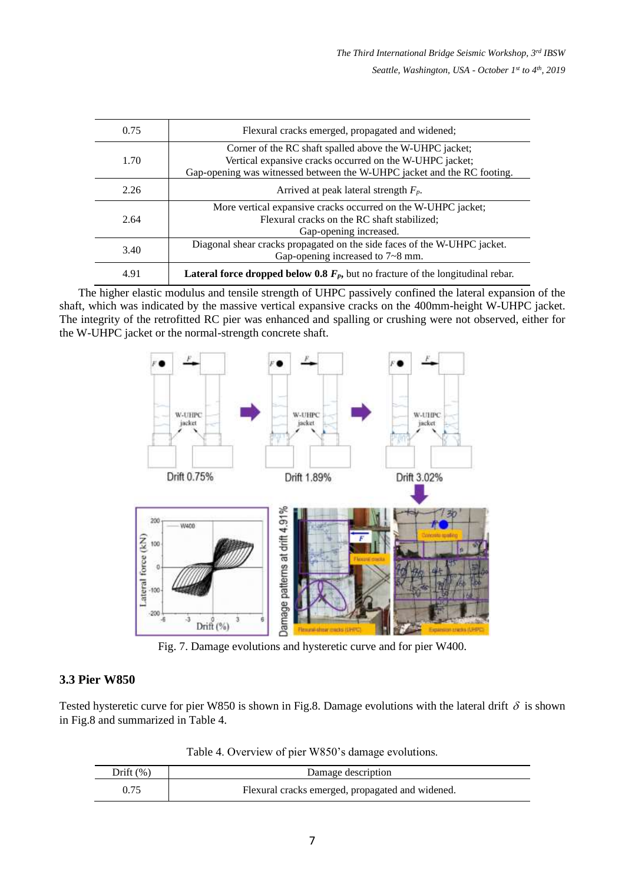| | |
|---|---|
| 0.75 | Flexural cracks emerged, propagated and widened; |
| 1.70 | Corner of the RC shaft spalled above the W-UHPC jacket; Vertical expansive cracks occurred on the W-UHPC jacket; Gap-opening was witnessed between the W-UHPC jacket and the RC footing. |
| 2.26 | Arrived at peak lateral strength $F_p$. |
| 2.64 | More vertical expansive cracks occurred on the W-UHPC jacket; Flexural cracks on the RC shaft stabilized; Gap-opening increased. |
| 3.40 | Diagonal shear cracks propagated on the side faces of the W-UHPC jacket. Gap-opening increased to 7~8 mm. |
| 4.91 | **Lateral force dropped below 0.8 $F_p$,** but no fracture of the longitudinal rebar. |

The higher elastic modulus and tensile strength of UHPC passively confined the lateral expansion of the shaft, which was indicated by the massive vertical expansive cracks on the 400mm-height W-UHPC jacket. The integrity of the retrofitted RC pier was enhanced and spalling or crushing were not observed, either for the W-UHPC jacket or the normal-strength concrete shaft.

Fig. 7. Damage evolutions and hysteretic curve and for pier W400.

### 3.3 Pier W850

Tested hysteretic curve for pier W850 is shown in Fig.8. Damage evolutions with the lateral drift $\delta$ is shown in Fig.8 and summarized in Table 4.

Table 4. Overview of pier W850's damage evolutions.

| Drift (%) | Damage description |
|---|---|
| 0.75 | Flexural cracks emerged, propagated and widened. |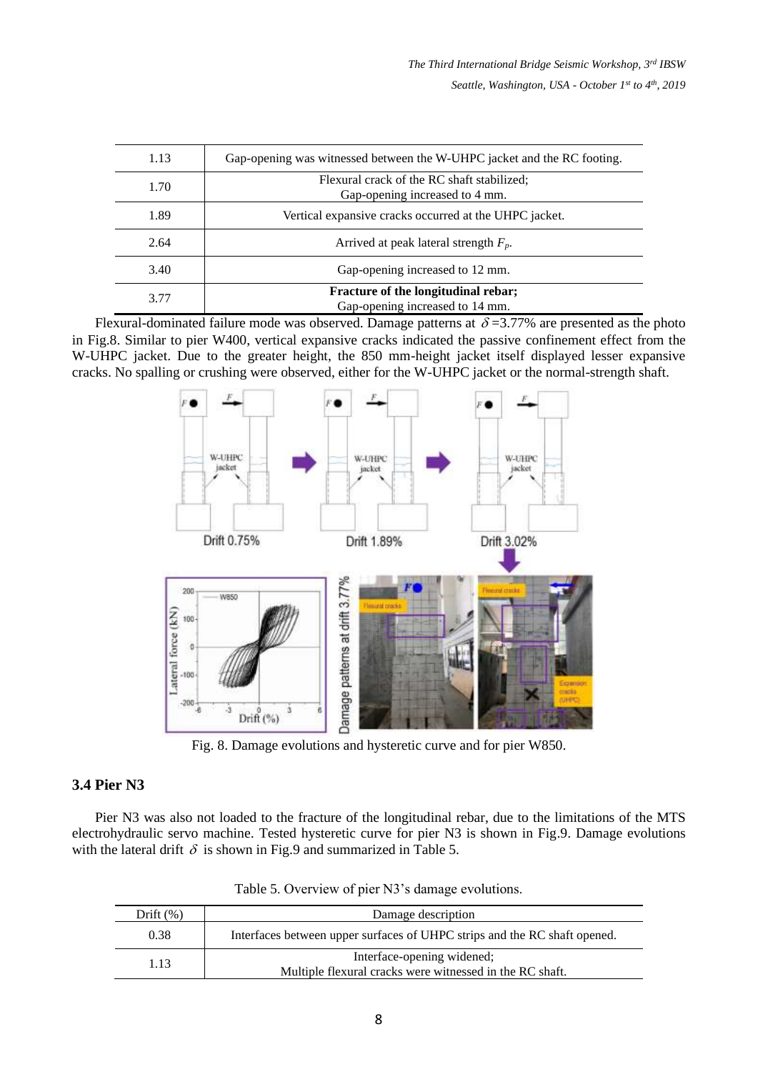| | |
|---|---|
| 1.13 | Gap-opening was witnessed between the W-UHPC jacket and the RC footing. |
| 1.70 | Flexural crack of the RC shaft stabilized;<br>Gap-opening increased to 4 mm. |
| 1.89 | Vertical expansive cracks occurred at the UHPC jacket. |
| 2.64 | Arrived at peak lateral strength $F_p$. |
| 3.40 | Gap-opening increased to 12 mm. |
| 3.77 | **Fracture of the longitudinal rebar;**<br>Gap-opening increased to 14 mm. |

Flexural-dominated failure mode was observed. Damage patterns at $\delta$=3.77% are presented as the photo in Fig.8. Similar to pier W400, vertical expansive cracks indicated the passive confinement effect from the W-UHPC jacket. Due to the greater height, the 850 mm-height jacket itself displayed lesser expansive cracks. No spalling or crushing were observed, either for the W-UHPC jacket or the normal-strength shaft.

Fig. 8. Damage evolutions and hysteretic curve and for pier W850.

### 3.4 Pier N3

Pier N3 was also not loaded to the fracture of the longitudinal rebar, due to the limitations of the MTS electrohydraulic servo machine. Tested hysteretic curve for pier N3 is shown in Fig.9. Damage evolutions with the lateral drift $\delta$ is shown in Fig.9 and summarized in Table 5.

Table 5. Overview of pier N3's damage evolutions.

| Drift (%) | Damage description |
|---|---|
| 0.38 | Interfaces between upper surfaces of UHPC strips and the RC shaft opened. |
| 1.13 | Interface-opening widened;<br>Multiple flexural cracks were witnessed in the RC shaft. |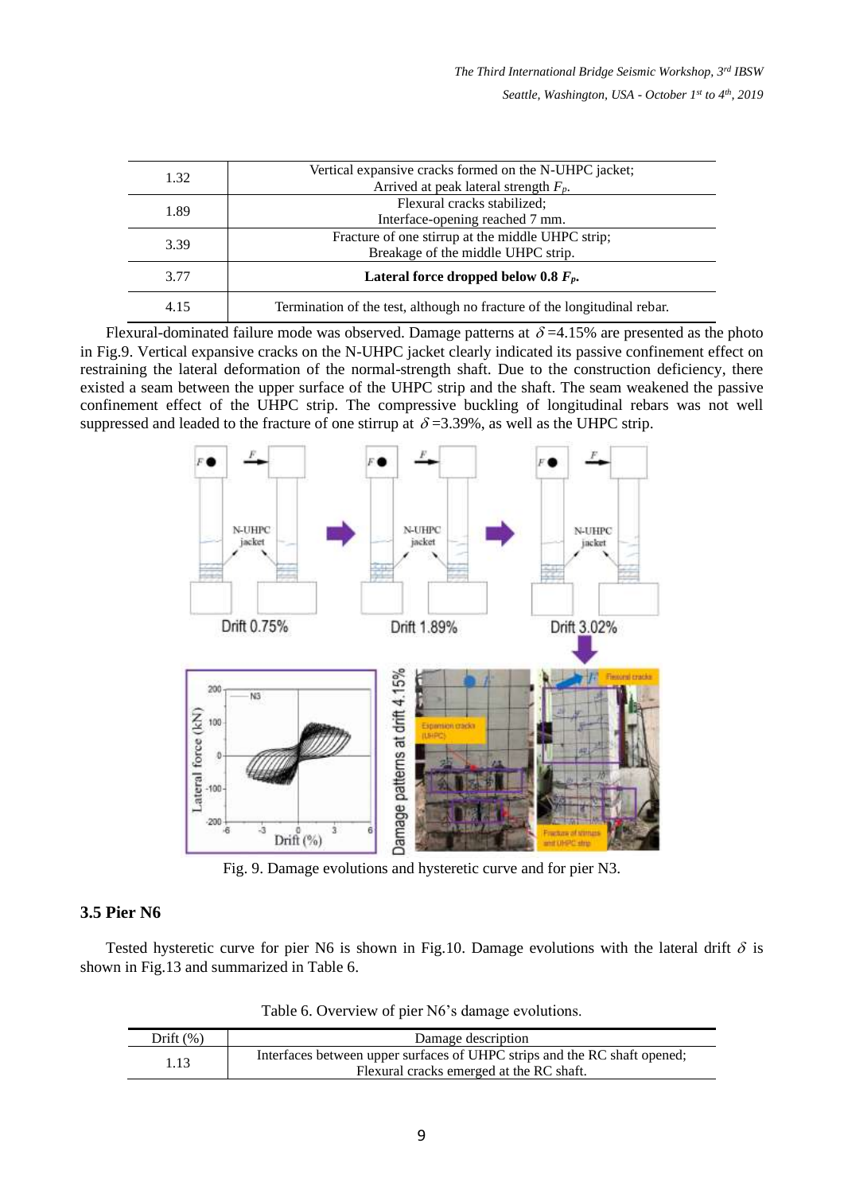| | |
|---|---|
| 1.32 | Vertical expansive cracks formed on the N-UHPC jacket; Arrived at peak lateral strength $F_p$. |
| 1.89 | Flexural cracks stabilized; Interface-opening reached 7 mm. |
| 3.39 | Fracture of one stirrup at the middle UHPC strip; Breakage of the middle UHPC strip. |
| 3.77 | **Lateral force dropped below 0.8 $F_p$.** |
| 4.15 | Termination of the test, although no fracture of the longitudinal rebar. |

Flexural-dominated failure mode was observed. Damage patterns at $\delta$=4.15% are presented as the photo in Fig.9. Vertical expansive cracks on the N-UHPC jacket clearly indicated its passive confinement effect on restraining the lateral deformation of the normal-strength shaft. Due to the construction deficiency, there existed a seam between the upper surface of the UHPC strip and the shaft. The seam weakened the passive confinement effect of the UHPC strip. The compressive buckling of longitudinal rebars was not well suppressed and leaded to the fracture of one stirrup at $\delta$=3.39%, as well as the UHPC strip.

Fig. 9. Damage evolutions and hysteretic curve and for pier N3.

### 3.5 Pier N6

Tested hysteretic curve for pier N6 is shown in Fig.10. Damage evolutions with the lateral drift $\delta$ is shown in Fig.13 and summarized in Table 6.

Table 6. Overview of pier N6's damage evolutions.

| Drift (%) | Damage description |
|---|---|
| 1.13 | Interfaces between upper surfaces of UHPC strips and the RC shaft opened; Flexural cracks emerged at the RC shaft. |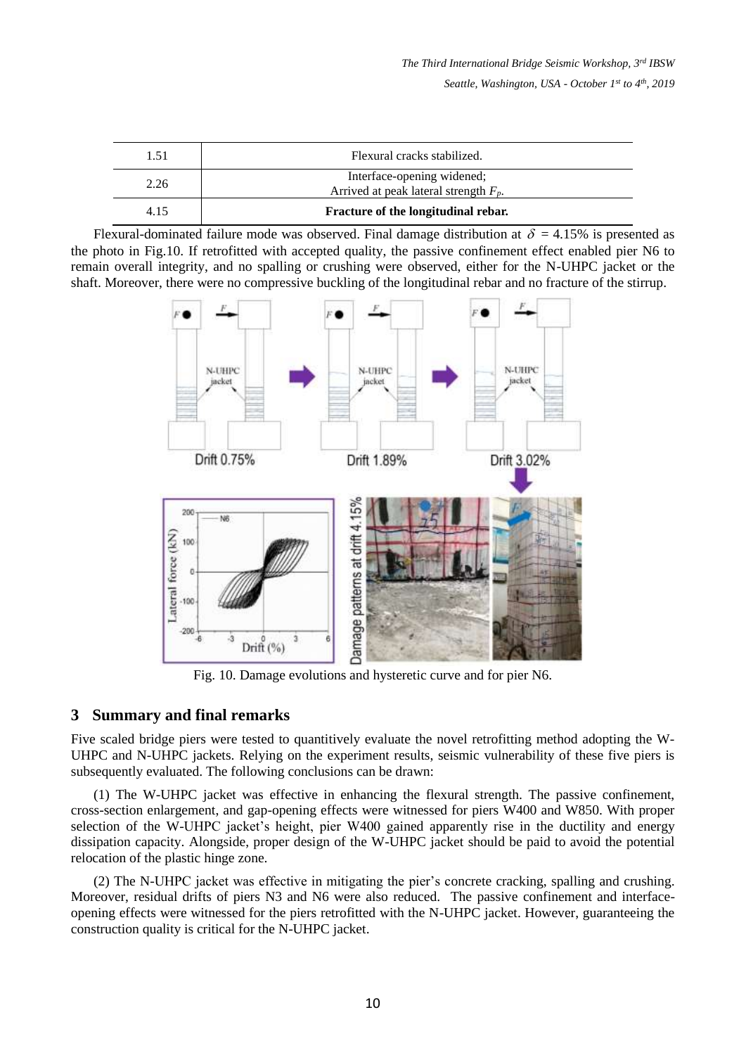| 1.51 | Flexural cracks stabilized. |
|---|---|
| 2.26 | Interface-opening widened; Arrived at peak lateral strength $F_p$. |
| 4.15 | **Fracture of the longitudinal rebar.** |

Flexural-dominated failure mode was observed. Final damage distribution at $\delta$ = 4.15% is presented as the photo in Fig.10. If retrofitted with accepted quality, the passive confinement effect enabled pier N6 to remain overall integrity, and no spalling or crushing were observed, either for the N-UHPC jacket or the shaft. Moreover, there were no compressive buckling of the longitudinal rebar and no fracture of the stirrup.

Fig. 10. Damage evolutions and hysteretic curve and for pier N6.

## 3 Summary and final remarks

Five scaled bridge piers were tested to quantitively evaluate the novel retrofitting method adopting the W-UHPC and N-UHPC jackets. Relying on the experiment results, seismic vulnerability of these five piers is subsequently evaluated. The following conclusions can be drawn:

(1) The W-UHPC jacket was effective in enhancing the flexural strength. The passive confinement, cross-section enlargement, and gap-opening effects were witnessed for piers W400 and W850. With proper selection of the W-UHPC jacket's height, pier W400 gained apparently rise in the ductility and energy dissipation capacity. Alongside, proper design of the W-UHPC jacket should be paid to avoid the potential relocation of the plastic hinge zone.

(2) The N-UHPC jacket was effective in mitigating the pier's concrete cracking, spalling and crushing. Moreover, residual drifts of piers N3 and N6 were also reduced. The passive confinement and interface-opening effects were witnessed for the piers retrofitted with the N-UHPC jacket. However, guaranteeing the construction quality is critical for the N-UHPC jacket.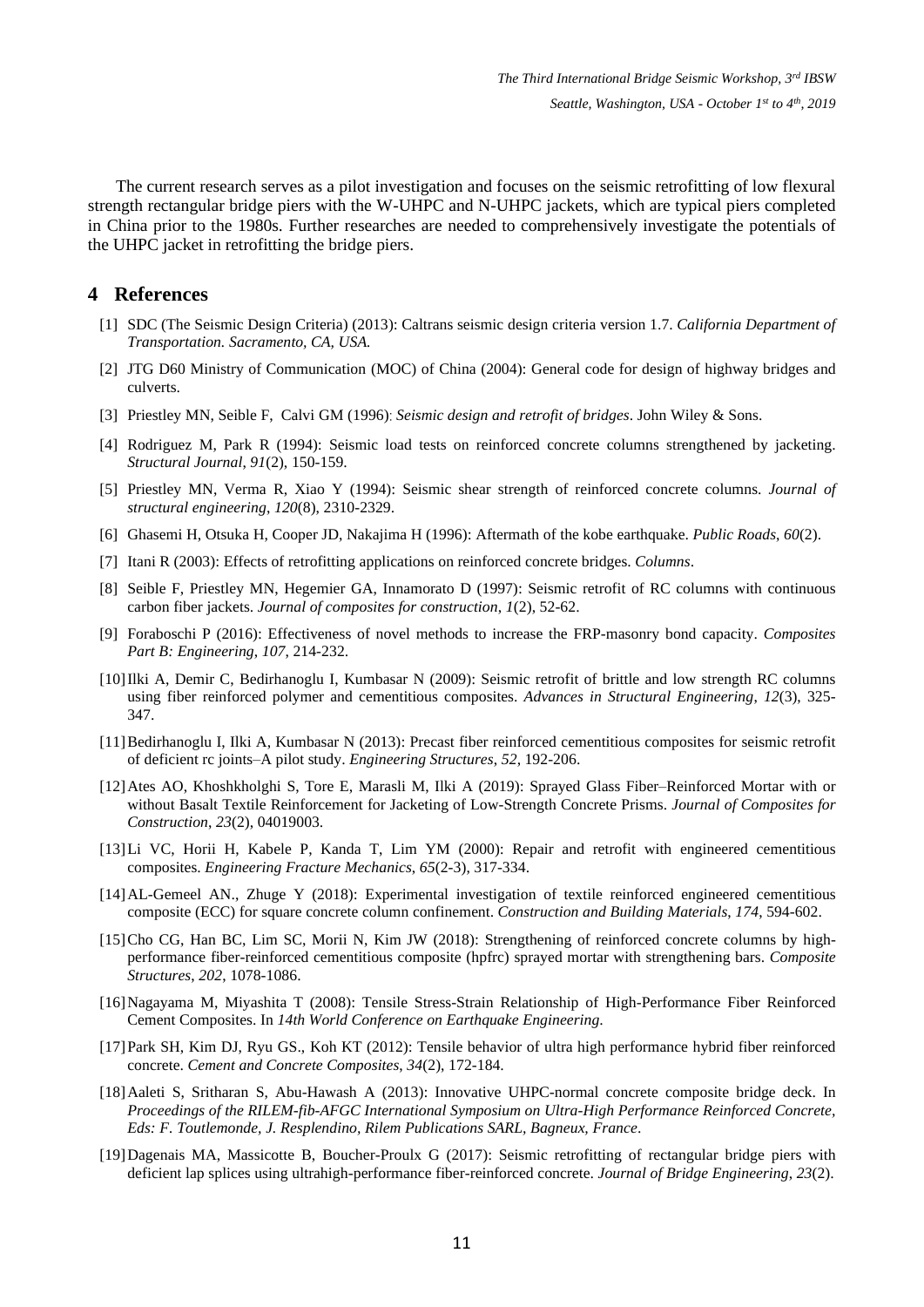The current research serves as a pilot investigation and focuses on the seismic retrofitting of low flexural strength rectangular bridge piers with the W-UHPC and N-UHPC jackets, which are typical piers completed in China prior to the 1980s. Further researches are needed to comprehensively investigate the potentials of the UHPC jacket in retrofitting the bridge piers.

# 4 References

[1] SDC (The Seismic Design Criteria) (2013): Caltrans seismic design criteria version 1.7. *California Department of Transportation. Sacramento, CA, USA.*

[2] JTG D60 Ministry of Communication (MOC) of China (2004): General code for design of highway bridges and culverts.

[3] Priestley MN, Seible F, Calvi GM (1996): *Seismic design and retrofit of bridges*. John Wiley & Sons.

[4] Rodriguez M, Park R (1994): Seismic load tests on reinforced concrete columns strengthened by jacketing. *Structural Journal*, *91*(2), 150-159.

[5] Priestley MN, Verma R, Xiao Y (1994): Seismic shear strength of reinforced concrete columns. *Journal of structural engineering*, *120*(8), 2310-2329.

[6] Ghasemi H, Otsuka H, Cooper JD, Nakajima H (1996): Aftermath of the kobe earthquake. *Public Roads*, *60*(2).

[7] Itani R (2003): Effects of retrofitting applications on reinforced concrete bridges. *Columns*.

[8] Seible F, Priestley MN, Hegemier GA, Innamorato D (1997): Seismic retrofit of RC columns with continuous carbon fiber jackets. *Journal of composites for construction*, *1*(2), 52-62.

[9] Foraboschi P (2016): Effectiveness of novel methods to increase the FRP-masonry bond capacity. *Composites Part B: Engineering*, *107*, 214-232.

[10] Ilki A, Demir C, Bedirhanoglu I, Kumbasar N (2009): Seismic retrofit of brittle and low strength RC columns using fiber reinforced polymer and cementitious composites. *Advances in Structural Engineering*, *12*(3), 325-347.

[11] Bedirhanoglu I, Ilki A, Kumbasar N (2013): Precast fiber reinforced cementitious composites for seismic retrofit of deficient rc joints–A pilot study. *Engineering Structures*, *52*, 192-206.

[12] Ates AO, Khoshkholghi S, Tore E, Marasli M, Ilki A (2019): Sprayed Glass Fiber–Reinforced Mortar with or without Basalt Textile Reinforcement for Jacketing of Low-Strength Concrete Prisms. *Journal of Composites for Construction*, *23*(2), 04019003.

[13] Li VC, Horii H, Kabele P, Kanda T, Lim YM (2000): Repair and retrofit with engineered cementitious composites. *Engineering Fracture Mechanics*, *65*(2-3), 317-334.

[14] AL-Gemeel AN., Zhuge Y (2018): Experimental investigation of textile reinforced engineered cementitious composite (ECC) for square concrete column confinement. *Construction and Building Materials*, *174*, 594-602.

[15] Cho CG, Han BC, Lim SC, Morii N, Kim JW (2018): Strengthening of reinforced concrete columns by high-performance fiber-reinforced cementitious composite (hpfrc) sprayed mortar with strengthening bars. *Composite Structures*, *202*, 1078-1086.

[16] Nagayama M, Miyashita T (2008): Tensile Stress-Strain Relationship of High-Performance Fiber Reinforced Cement Composites. In *14th World Conference on Earthquake Engineering.*

[17] Park SH, Kim DJ, Ryu GS., Koh KT (2012): Tensile behavior of ultra high performance hybrid fiber reinforced concrete. *Cement and Concrete Composites*, *34*(2), 172-184.

[18] Aaleti S, Sritharan S, Abu-Hawash A (2013): Innovative UHPC-normal concrete composite bridge deck. In *Proceedings of the RILEM-fib-AFGC International Symposium on Ultra-High Performance Reinforced Concrete, Eds: F. Toutlemonde, J. Resplendino, Rilem Publications SARL, Bagneux, France*.

[19] Dagenais MA, Massicotte B, Boucher-Proulx G (2017): Seismic retrofitting of rectangular bridge piers with deficient lap splices using ultrahigh-performance fiber-reinforced concrete. *Journal of Bridge Engineering*, *23*(2).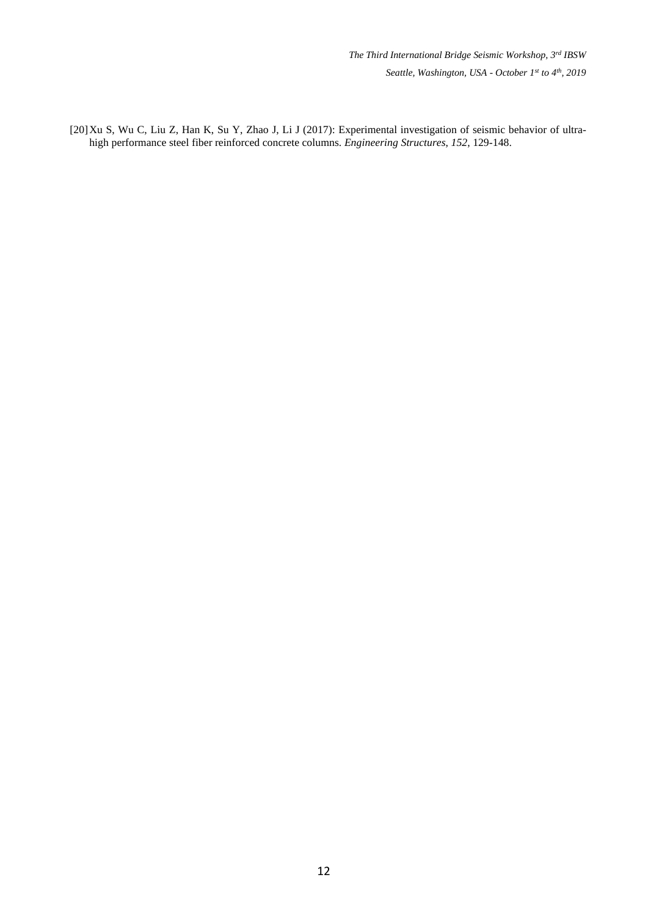[20] Xu S, Wu C, Liu Z, Han K, Su Y, Zhao J, Li J (2017): Experimental investigation of seismic behavior of ultra-high performance steel fiber reinforced concrete columns. *Engineering Structures*, *152*, 129-148.